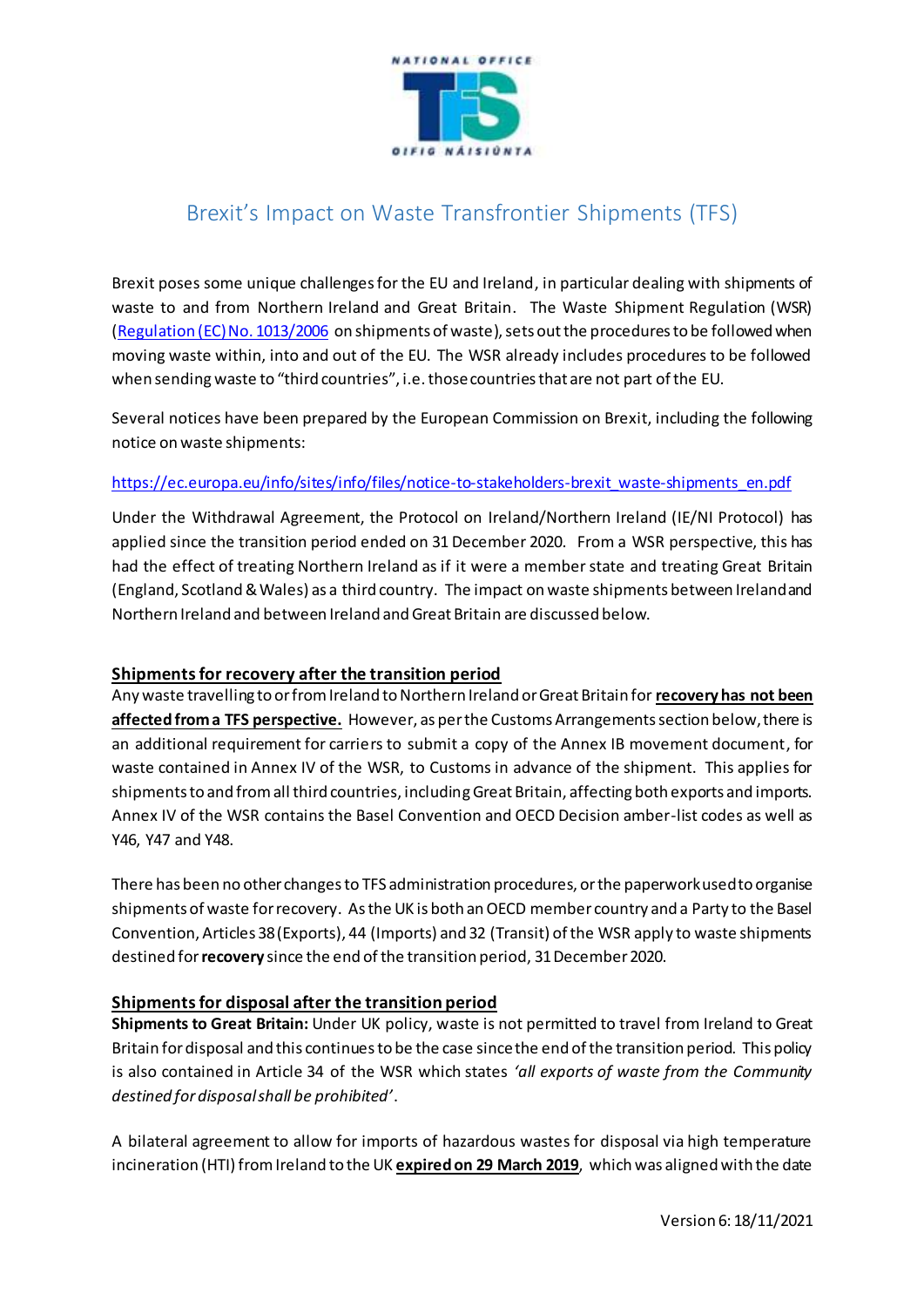# Brexit's Impact on Waste Transfrontier Shipments (TFS)

Brexit poses some unique challenges for the EU and Ireland, in particular dealing with shipments of waste to and from Northern Ireland and Great Britain. The Waste Shipment Regulation (WSR) (Regulation (EC) No. 1013/2006 on shipments of waste), sets out the procedures to be followed when moving waste within, into and out of the EU. The WSR already includes procedures to be followed when sending waste to "third countries", i.e. those countries that are not part of the EU.

Several notices have been prepared by the European Commission on Brexit, including the following notice on waste shipments:

https://ec.europa.eu/info/sites/info/files/notice-to-stakeholders-brexit_waste-shipments_en.pdf

Under the Withdrawal Agreement, the Protocol on Ireland/Northern Ireland (IE/NI Protocol) has applied since the transition period ended on 31 December 2020. From a WSR perspective, this has had the effect of treating Northern Ireland as if it were a member state and treating Great Britain (England, Scotland & Wales) as a third country. The impact on waste shipments between Ireland and Northern Ireland and between Ireland and Great Britain are discussed below.

## Shipments for recovery after the transition period

Any waste travelling to or from Ireland to Northern Ireland or Great Britain for **recovery has not been affected from a TFS perspective.** However, as per the Customs Arrangements section below, there is an additional requirement for carriers to submit a copy of the Annex IB movement document, for waste contained in Annex IV of the WSR, to Customs in advance of the shipment. This applies for shipments to and from all third countries, including Great Britain, affecting both exports and imports. Annex IV of the WSR contains the Basel Convention and OECD Decision amber-list codes as well as Y46, Y47 and Y48.

There has been no other changes to TFS administration procedures, or the paperwork used to organise shipments of waste for recovery. As the UK is both an OECD member country and a Party to the Basel Convention, Articles 38 (Exports), 44 (Imports) and 32 (Transit) of the WSR apply to waste shipments destined for **recovery** since the end of the transition period, 31 December 2020.

## Shipments for disposal after the transition period

**Shipments to Great Britain:** Under UK policy, waste is not permitted to travel from Ireland to Great Britain for disposal and this continues to be the case since the end of the transition period. This policy is also contained in Article 34 of the WSR which states *'all exports of waste from the Community destined for disposal shall be prohibited'*.

A bilateral agreement to allow for imports of hazardous wastes for disposal via high temperature incineration (HTI) from Ireland to the UK **expired on 29 March 2019**, which was aligned with the date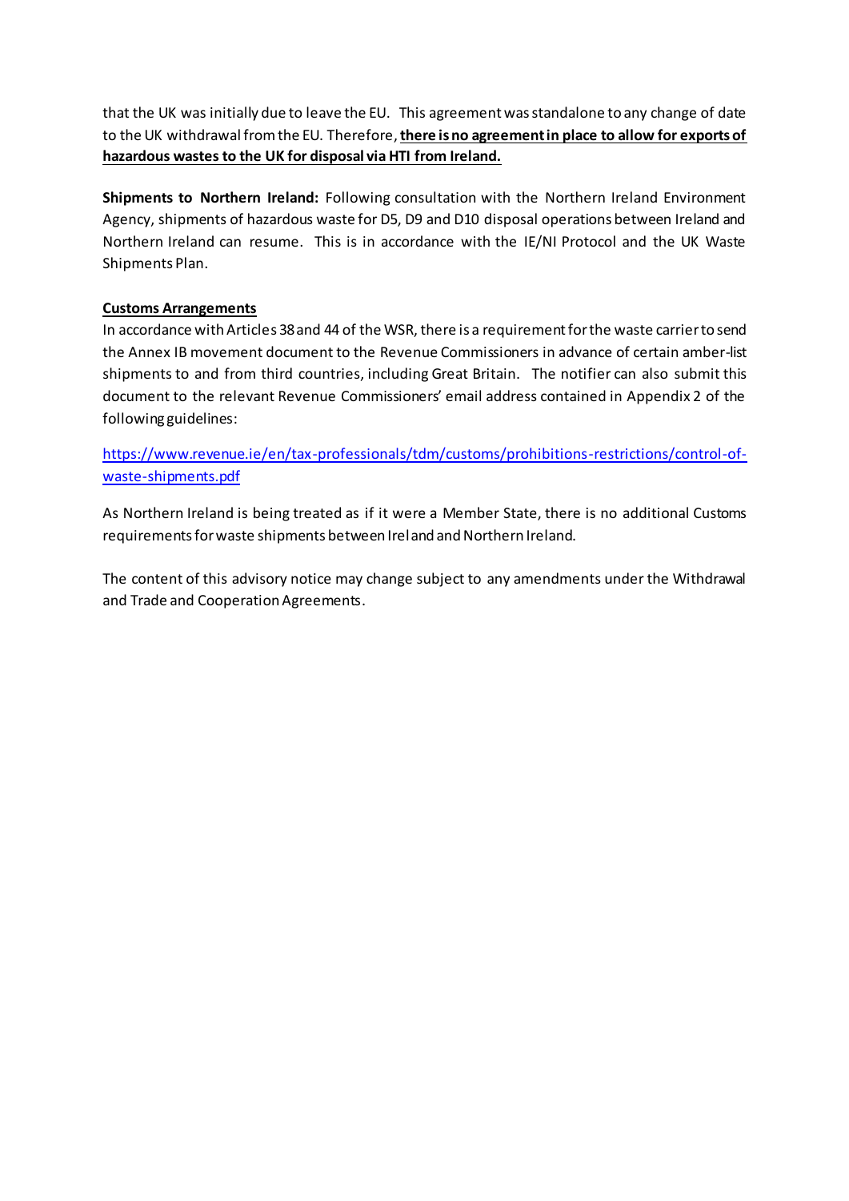that the UK was initially due to leave the EU. This agreement was standalone to any change of date to the UK withdrawal from the EU. Therefore, **there is no agreement in place to allow for exports of hazardous wastes to the UK for disposal via HTI from Ireland.**

**Shipments to Northern Ireland:** Following consultation with the Northern Ireland Environment Agency, shipments of hazardous waste for D5, D9 and D10 disposal operations between Ireland and Northern Ireland can resume. This is in accordance with the IE/NI Protocol and the UK Waste Shipments Plan.

**Customs Arrangements**

In accordance with Articles 38 and 44 of the WSR, there is a requirement for the waste carrier to send the Annex IB movement document to the Revenue Commissioners in advance of certain amber-list shipments to and from third countries, including Great Britain. The notifier can also submit this document to the relevant Revenue Commissioners' email address contained in Appendix 2 of the following guidelines:

[https://www.revenue.ie/en/tax-professionals/tdm/customs/prohibitions-restrictions/control-of-waste-shipments.pdf](https://www.revenue.ie/en/tax-professionals/tdm/customs/prohibitions-restrictions/control-of-waste-shipments.pdf)

As Northern Ireland is being treated as if it were a Member State, there is no additional Customs requirements for waste shipments between Ireland and Northern Ireland.

The content of this advisory notice may change subject to any amendments under the Withdrawal and Trade and Cooperation Agreements.